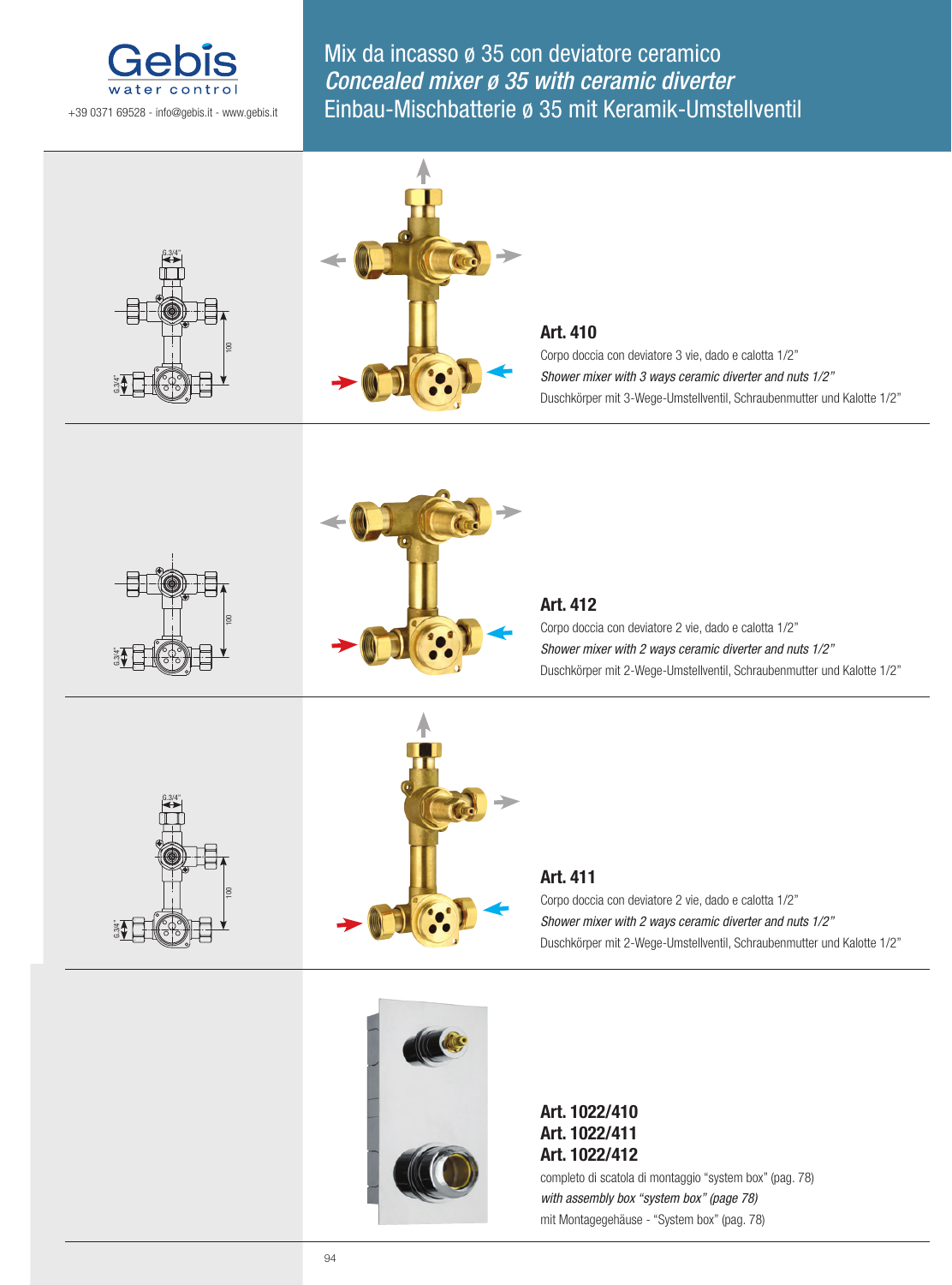Gebis
water control

+39 0371 69528 - info@gebis.it - www.gebis.it

# Mix da incasso ø 35 con deviatore ceramico
# *Concealed mixer ø 35 with ceramic diverter*
# Einbau-Mischbatterie ø 35 mit Keramik-Umstellventil

G.3/4"

100

G.3/4"

## Art. 410

Corpo doccia con deviatore 3 vie, dado e calotta 1/2"

*Shower mixer with 3 ways ceramic diverter and nuts 1/2"*

Duschkörper mit 3-Wege-Umstellventil, Schraubenmutter und Kalotte 1/2"

100

G.3/4"

## Art. 412

Corpo doccia con deviatore 2 vie, dado e calotta 1/2"

*Shower mixer with 2 ways ceramic diverter and nuts 1/2"*

Duschkörper mit 2-Wege-Umstellventil, Schraubenmutter und Kalotte 1/2"

G.3/4"

100

G.3/4"

## Art. 411

Corpo doccia con deviatore 2 vie, dado e calotta 1/2"

*Shower mixer with 2 ways ceramic diverter and nuts 1/2"*

Duschkörper mit 2-Wege-Umstellventil, Schraubenmutter und Kalotte 1/2"

## Art. 1022/410
## Art. 1022/411
## Art. 1022/412

completo di scatola di montaggio "system box" (pag. 78)

*with assembly box "system box" (page 78)*

mit Montagegehäuse - "System box" (pag. 78)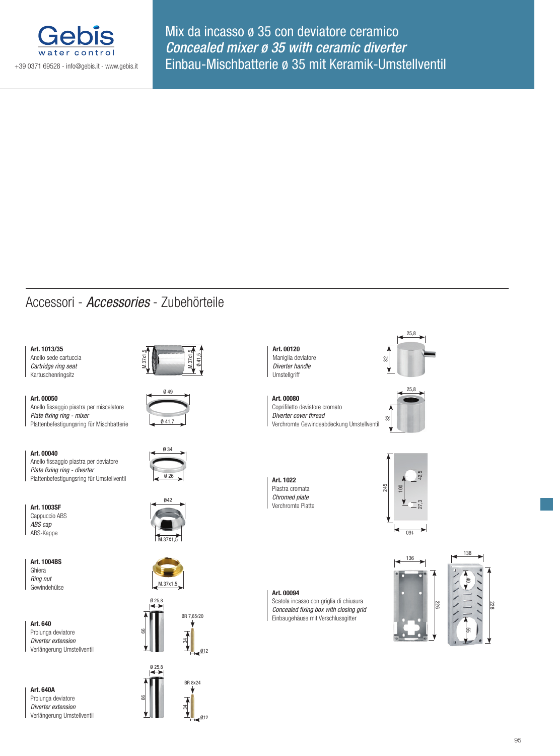# Mix da incasso ø 35 con deviatore ceramico
# *Concealed mixer ø 35 with ceramic diverter*
# Einbau-Mischbatterie ø 35 mit Keramik-Umstellventil

Gebis water control

+39 0371 69528 - info@gebis.it - www.gebis.it

## Accessori - *Accessories* - Zubehörteile

**Art. 1013/35**
Anello sede cartuccia
*Cartridge ring seat*
Kartuschenringsitz

M.37x1,5 — M.37x1,5 — Ø 41,5

**Art. 00050**
Anello fissaggio piastra per miscelatore
*Plate fixing ring - mixer*
Plattenbefestigungsring für Mischbatterie

Ø 49 — Ø 41,7

**Art. 00040**
Anello fissaggio piastra per deviatore
*Plate fixing ring - diverter*
Plattenbefestigungsring für Umstellventil

Ø 34 — Ø 26

**Art. 1003SF**
Cappuccio ABS
*ABS cap*
ABS-Kappe

Ø42 — M.37X1,5

**Art. 1004BS**
Ghiera
*Ring nut*
Gewindehülse

M.37x1.5

**Art. 640**
Prolunga deviatore
*Diverter extension*
Verlängerung Umstellventil

Ø 25,8 — 66 — BR 7,65/20 — 34 — Ø12

**Art. 640A**
Prolunga deviatore
*Diverter extension*
Verlängerung Umstellventil

Ø 25,8 — 66 — BR 8x24 — 34 — Ø12

**Art. 00120**
Maniglia deviatore
*Diverter handle*
Umstellgriff

25,8 — 32

**Art. 00080**
Coprifiletto deviatore cromato
*Diverter cover thread*
Verchromte Gewindeabdeckung Umstellventil

25,8 — 32

**Art. 1022**
Piastra cromata
*Chromed plate*
Verchromte Platte

245 — 100 — 42,5 — 27,3 — 160

**Art. 00094**
Scatola incasso con griglia di chiusura
*Concealed fixing box with closing grid*
Einbaugehäuse mit Verschlussgitter

136 — 226 — 138 — 228 — 40 — 55